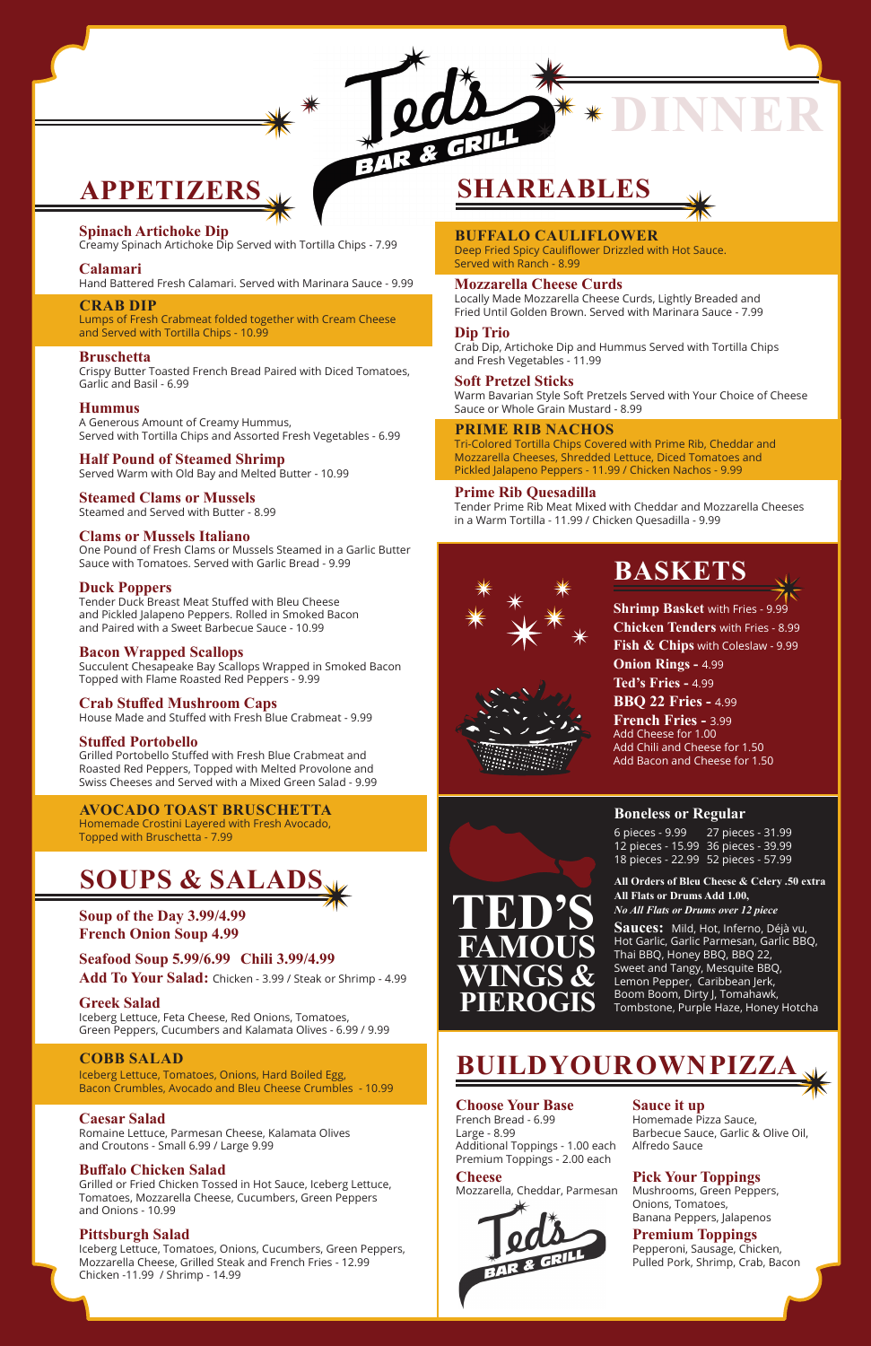# Ted's BAR & GRILL

# DINNER

## APPETIZERS

**Spinach Artichoke Dip**
Creamy Spinach Artichoke Dip Served with Tortilla Chips - 7.99

**Calamari**
Hand Battered Fresh Calamari. Served with Marinara Sauce - 9.99

**CRAB DIP**
Lumps of Fresh Crabmeat folded together with Cream Cheese and Served with Tortilla Chips - 10.99

**Bruschetta**
Crispy Butter Toasted French Bread Paired with Diced Tomatoes, Garlic and Basil - 6.99

**Hummus**
A Generous Amount of Creamy Hummus, Served with Tortilla Chips and Assorted Fresh Vegetables - 6.99

**Half Pound of Steamed Shrimp**
Served Warm with Old Bay and Melted Butter - 10.99

**Steamed Clams or Mussels**
Steamed and Served with Butter - 8.99

**Clams or Mussels Italiano**
One Pound of Fresh Clams or Mussels Steamed in a Garlic Butter Sauce with Tomatoes. Served with Garlic Bread - 9.99

**Duck Poppers**
Tender Duck Breast Meat Stuffed with Bleu Cheese and Pickled Jalapeno Peppers. Rolled in Smoked Bacon and Paired with a Sweet Barbecue Sauce - 10.99

**Bacon Wrapped Scallops**
Succulent Chesapeake Bay Scallops Wrapped in Smoked Bacon Topped with Flame Roasted Red Peppers - 9.99

**Crab Stuffed Mushroom Caps**
House Made and Stuffed with Fresh Blue Crabmeat - 9.99

**Stuffed Portobello**
Grilled Portobello Stuffed with Fresh Blue Crabmeat and Roasted Red Peppers, Topped with Melted Provolone and Swiss Cheeses and Served with a Mixed Green Salad - 9.99

**AVOCADO TOAST BRUSCHETTA**
Homemade Crostini Layered with Fresh Avocado, Topped with Bruschetta - 7.99

## SOUPS & SALADS

**Soup of the Day 3.99/4.99**
**French Onion Soup 4.99**

**Seafood Soup 5.99/6.99 Chili 3.99/4.99**
**Add To Your Salad:** Chicken - 3.99 / Steak or Shrimp - 4.99

**Greek Salad**
Iceberg Lettuce, Feta Cheese, Red Onions, Tomatoes, Green Peppers, Cucumbers and Kalamata Olives - 6.99 / 9.99

**COBB SALAD**
Iceberg Lettuce, Tomatoes, Onions, Hard Boiled Egg, Bacon Crumbles, Avocado and Bleu Cheese Crumbles - 10.99

**Caesar Salad**
Romaine Lettuce, Parmesan Cheese, Kalamata Olives and Croutons - Small 6.99 / Large 9.99

**Buffalo Chicken Salad**
Grilled or Fried Chicken Tossed in Hot Sauce, Iceberg Lettuce, Tomatoes, Mozzarella Cheese, Cucumbers, Green Peppers and Onions - 10.99

**Pittsburgh Salad**
Iceberg Lettuce, Tomatoes, Onions, Cucumbers, Green Peppers, Mozzarella Cheese, Grilled Steak and French Fries - 12.99
Chicken -11.99 / Shrimp - 14.99

## SHAREABLES

**BUFFALO CAULIFLOWER**
Deep Fried Spicy Cauliflower Drizzled with Hot Sauce. Served with Ranch - 8.99

**Mozzarella Cheese Curds**
Locally Made Mozzarella Cheese Curds, Lightly Breaded and Fried Until Golden Brown. Served with Marinara Sauce - 7.99

**Dip Trio**
Crab Dip, Artichoke Dip and Hummus Served with Tortilla Chips and Fresh Vegetables - 11.99

**Soft Pretzel Sticks**
Warm Bavarian Style Soft Pretzels Served with Your Choice of Cheese Sauce or Whole Grain Mustard - 8.99

**PRIME RIB NACHOS**
Tri-Colored Tortilla Chips Covered with Prime Rib, Cheddar and Mozzarella Cheeses, Shredded Lettuce, Diced Tomatoes and Pickled Jalapeno Peppers - 11.99 / Chicken Nachos - 9.99

**Prime Rib Quesadilla**
Tender Prime Rib Meat Mixed with Cheddar and Mozzarella Cheeses in a Warm Tortilla - 11.99 / Chicken Quesadilla - 9.99

## BASKETS

**Shrimp Basket** with Fries - 9.99
**Chicken Tenders** with Fries - 8.99
**Fish & Chips** with Coleslaw - 9.99
**Onion Rings -** 4.99
**Ted's Fries -** 4.99
**BBQ 22 Fries -** 4.99
**French Fries -** 3.99
Add Cheese for 1.00
Add Chili and Cheese for 1.50
Add Bacon and Cheese for 1.50

## TED'S FAMOUS WINGS & PIEROGIS

**Boneless or Regular**

6 pieces - 9.99
12 pieces - 15.99
18 pieces - 22.99
27 pieces - 31.99
36 pieces - 39.99
52 pieces - 57.99

**All Orders of Bleu Cheese & Celery .50 extra**
**All Flats or Drums Add 1.00,**
***No All Flats or Drums over 12 piece***

**Sauces:** Mild, Hot, Inferno, Déjà vu, Hot Garlic, Garlic Parmesan, Garlic BBQ, Thai BBQ, Honey BBQ, BBQ 22, Sweet and Tangy, Mesquite BBQ, Lemon Pepper, Caribbean Jerk, Boom Boom, Dirty J, Tomahawk, Tombstone, Purple Haze, Honey Hotcha

## BUILDYOUROWNPIZZA

**Choose Your Base**
French Bread - 6.99
Large - 8.99
Additional Toppings - 1.00 each
Premium Toppings - 2.00 each

**Cheese**
Mozzarella, Cheddar, Parmesan

**Sauce it up**
Homemade Pizza Sauce, Barbecue Sauce, Garlic & Olive Oil, Alfredo Sauce

**Pick Your Toppings**
Mushrooms, Green Peppers, Onions, Tomatoes, Banana Peppers, Jalapenos

**Premium Toppings**
Pepperoni, Sausage, Chicken, Pulled Pork, Shrimp, Crab, Bacon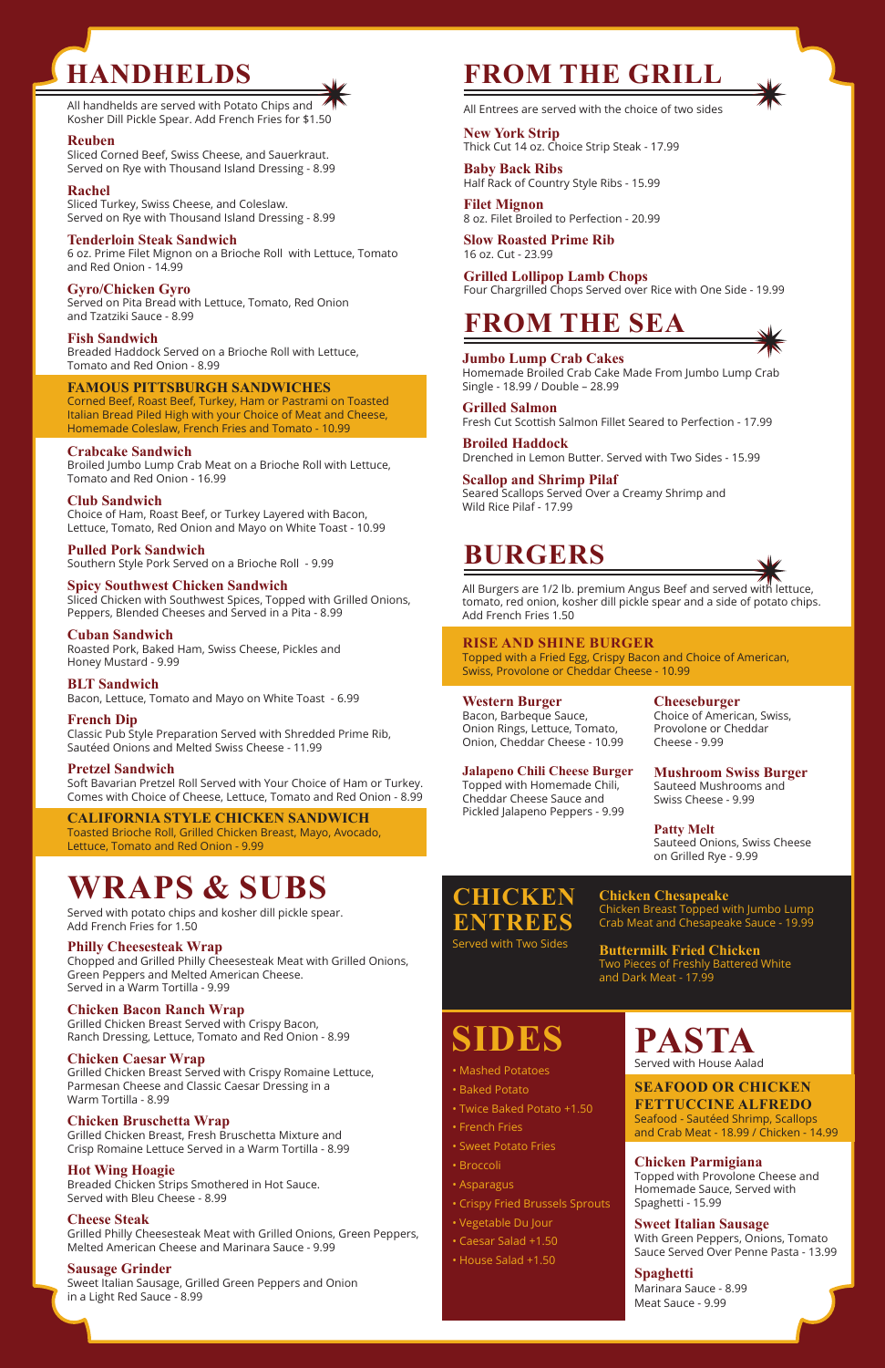# HANDHELDS

All handhelds are served with Potato Chips and Kosher Dill Pickle Spear. Add French Fries for $1.50

**Reuben**
Sliced Corned Beef, Swiss Cheese, and Sauerkraut. Served on Rye with Thousand Island Dressing - 8.99

**Rachel**
Sliced Turkey, Swiss Cheese, and Coleslaw. Served on Rye with Thousand Island Dressing - 8.99

**Tenderloin Steak Sandwich**
6 oz. Prime Filet Mignon on a Brioche Roll with Lettuce, Tomato and Red Onion - 14.99

**Gyro/Chicken Gyro**
Served on Pita Bread with Lettuce, Tomato, Red Onion and Tzatziki Sauce - 8.99

**Fish Sandwich**
Breaded Haddock Served on a Brioche Roll with Lettuce, Tomato and Red Onion - 8.99

**FAMOUS PITTSBURGH SANDWICHES**
Corned Beef, Roast Beef, Turkey, Ham or Pastrami on Toasted Italian Bread Piled High with your Choice of Meat and Cheese, Homemade Coleslaw, French Fries and Tomato - 10.99

**Crabcake Sandwich**
Broiled Jumbo Lump Crab Meat on a Brioche Roll with Lettuce, Tomato and Red Onion - 16.99

**Club Sandwich**
Choice of Ham, Roast Beef, or Turkey Layered with Bacon, Lettuce, Tomato, Red Onion and Mayo on White Toast - 10.99

**Pulled Pork Sandwich**
Southern Style Pork Served on a Brioche Roll - 9.99

**Spicy Southwest Chicken Sandwich**
Sliced Chicken with Southwest Spices, Topped with Grilled Onions, Peppers, Blended Cheeses and Served in a Pita - 8.99

**Cuban Sandwich**
Roasted Pork, Baked Ham, Swiss Cheese, Pickles and Honey Mustard - 9.99

**BLT Sandwich**
Bacon, Lettuce, Tomato and Mayo on White Toast - 6.99

**French Dip**
Classic Pub Style Preparation Served with Shredded Prime Rib, Sautéed Onions and Melted Swiss Cheese - 11.99

**Pretzel Sandwich**
Soft Bavarian Pretzel Roll Served with Your Choice of Ham or Turkey. Comes with Choice of Cheese, Lettuce, Tomato and Red Onion - 8.99

**CALIFORNIA STYLE CHICKEN SANDWICH**
Toasted Brioche Roll, Grilled Chicken Breast, Mayo, Avocado, Lettuce, Tomato and Red Onion - 9.99

# WRAPS & SUBS

Served with potato chips and kosher dill pickle spear. Add French Fries for 1.50

**Philly Cheesesteak Wrap**
Chopped and Grilled Philly Cheesesteak Meat with Grilled Onions, Green Peppers and Melted American Cheese. Served in a Warm Tortilla - 9.99

**Chicken Bacon Ranch Wrap**
Grilled Chicken Breast Served with Crispy Bacon, Ranch Dressing, Lettuce, Tomato and Red Onion - 8.99

**Chicken Caesar Wrap**
Grilled Chicken Breast Served with Crispy Romaine Lettuce, Parmesan Cheese and Classic Caesar Dressing in a Warm Tortilla - 8.99

**Chicken Bruschetta Wrap**
Grilled Chicken Breast, Fresh Bruschetta Mixture and Crisp Romaine Lettuce Served in a Warm Tortilla - 8.99

**Hot Wing Hoagie**
Breaded Chicken Strips Smothered in Hot Sauce. Served with Bleu Cheese - 8.99

**Cheese Steak**
Grilled Philly Cheesesteak Meat with Grilled Onions, Green Peppers, Melted American Cheese and Marinara Sauce - 9.99

**Sausage Grinder**
Sweet Italian Sausage, Grilled Green Peppers and Onion in a Light Red Sauce - 8.99

# FROM THE GRILL

All Entrees are served with the choice of two sides

**New York Strip**
Thick Cut 14 oz. Choice Strip Steak - 17.99

**Baby Back Ribs**
Half Rack of Country Style Ribs - 15.99

**Filet Mignon**
8 oz. Filet Broiled to Perfection - 20.99

**Slow Roasted Prime Rib**
16 oz. Cut - 23.99

**Grilled Lollipop Lamb Chops**
Four Chargrilled Chops Served over Rice with One Side - 19.99

# FROM THE SEA

**Jumbo Lump Crab Cakes**
Homemade Broiled Crab Cake Made From Jumbo Lump Crab Single - 18.99 / Double – 28.99

**Grilled Salmon**
Fresh Cut Scottish Salmon Fillet Seared to Perfection - 17.99

**Broiled Haddock**
Drenched in Lemon Butter. Served with Two Sides - 15.99

**Scallop and Shrimp Pilaf**
Seared Scallops Served Over a Creamy Shrimp and Wild Rice Pilaf - 17.99

# BURGERS

All Burgers are 1/2 lb. premium Angus Beef and served with lettuce, tomato, red onion, kosher dill pickle spear and a side of potato chips. Add French Fries 1.50

**RISE AND SHINE BURGER**
Topped with a Fried Egg, Crispy Bacon and Choice of American, Swiss, Provolone or Cheddar Cheese - 10.99

**Western Burger**
Bacon, Barbeque Sauce, Onion Rings, Lettuce, Tomato, Onion, Cheddar Cheese - 10.99

**Jalapeno Chili Cheese Burger**
Topped with Homemade Chili, Cheddar Cheese Sauce and Pickled Jalapeno Peppers - 9.99

**Cheeseburger**
Choice of American, Swiss, Provolone or Cheddar Cheese - 9.99

**Mushroom Swiss Burger**
Sauteed Mushrooms and Swiss Cheese - 9.99

**Patty Melt**
Sauteed Onions, Swiss Cheese on Grilled Rye - 9.99

# CHICKEN ENTREES

Served with Two Sides

**Chicken Chesapeake**
Chicken Breast Topped with Jumbo Lump Crab Meat and Chesapeake Sauce - 19.99

**Buttermilk Fried Chicken**
Two Pieces of Freshly Battered White and Dark Meat - 17.99

# SIDES

- Mashed Potatoes
- Baked Potato
- Twice Baked Potato +1.50
- French Fries
- Sweet Potato Fries
- Broccoli
- Asparagus
- Crispy Fried Brussels Sprouts
- Vegetable Du Jour
- Caesar Salad +1.50
- House Salad +1.50

# PASTA

Served with House Aalad

**SEAFOOD OR CHICKEN FETTUCCINE ALFREDO**
Seafood - Sautéed Shrimp, Scallops and Crab Meat - 18.99 / Chicken - 14.99

**Chicken Parmigiana**
Topped with Provolone Cheese and Homemade Sauce, Served with Spaghetti - 15.99

**Sweet Italian Sausage**
With Green Peppers, Onions, Tomato Sauce Served Over Penne Pasta - 13.99

**Spaghetti**
Marinara Sauce - 8.99
Meat Sauce - 9.99